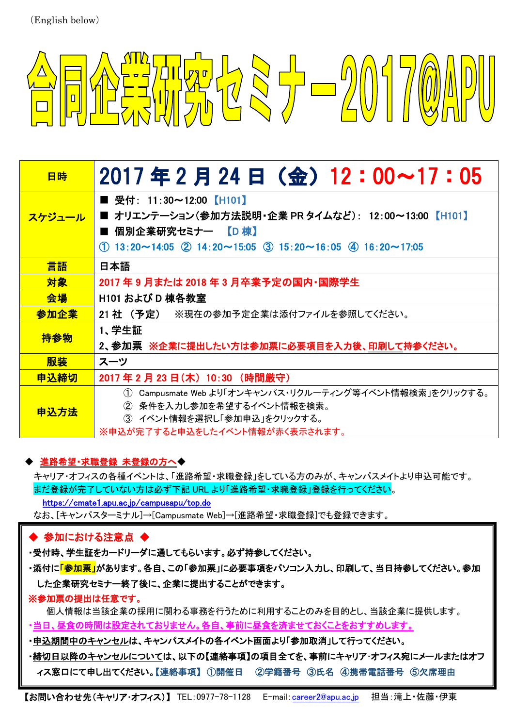（English below）

# 合同企業研究セミナー2017@APU

| 日時 | 2017 年 2 月 24 日（金）12：00～17：05 |
|---|---|
| スケジュール | ■ 受付: 11:30～12:00 【H101】<br>■ オリエンテーション(参加方法説明・企業 PR タイムなど): 12:00～13:00 【H101】<br>■ 個別企業研究セミナー 【D 棟】<br>① 13:20～14:05 ② 14:20～15:05 ③ 15:20～16:05 ④ 16:20～17:05 |
| 言語 | 日本語 |
| 対象 | 2017 年 9 月または 2018 年 3 月卒業予定の国内・国際学生 |
| 会場 | H101 および D 棟各教室 |
| 参加企業 | 21 社 （予定） ※現在の参加予定企業は添付ファイルを参照してください。 |
| 持参物 | 1、学生証<br>2、参加票 ※企業に提出したい方は参加票に必要項目を入力後、印刷して持参ください。 |
| 服装 | スーツ |
| 申込締切 | 2017 年 2 月 23 日（木） 10:30 （時間厳守） |
| 申込方法 | ① Campusmate Web より「オンキャンパス・リクルーティング等イベント情報検索」をクリックする。<br>② 条件を入力し参加を希望するイベント情報を検索。<br>③ イベント情報を選択し「参加申込」をクリックする。<br>※申込が完了すると申込をしたイベント情報が赤く表示されます。 |

◆ **進路希望・求職登録 未登録の方へ**◆

キャリア・オフィスの各種イベントは、「進路希望・求職登録」をしている方のみが、キャンパスメイトより申込可能です。
まだ登録が完了していない方は必ず下記 URL より「進路希望・求職登録」登録を行ってください。

https://cmate1.apu.ac.jp/campusapu/top.do

なお、[キャンパスターミナル]→[Campusmate Web]→[進路希望・求職登録]でも登録できます。

◆ **参加における注意点** ◆

- 受付時、学生証をカードリーダに通してもらいます。必ず持参してください。
- 添付に「参加票」があります。各自、この「参加票」に必要事項をパソコン入力し、印刷して、当日持参してください。参加した企業研究セミナー終了後に、企業に提出することができます。

※参加票の提出は任意です。
個人情報は当該企業の採用に関わる事務を行うために利用することのみを目的とし、当該企業に提供します。

- 当日、昼食の時間は設定されておりません。各自、事前に昼食を済ませておくことをおすすめします。
- 申込期間中のキャンセルは、キャンパスメイトの各イベント画面より「参加取消」して行ってください。
- 締切日以降のキャンセルについては、以下の【連絡事項】の項目全てを、事前にキャリア・オフィス宛にメールまたはオフィス窓口にて申し出てください。【連絡事項】 ①開催日 ②学籍番号 ③氏名 ④携帯電話番号 ⑤欠席理由

【お問い合わせ先（キャリア・オフィス）】 TEL：0977-78-1128 E-mail：career2@apu.ac.jp 担当：滝上・佐藤・伊東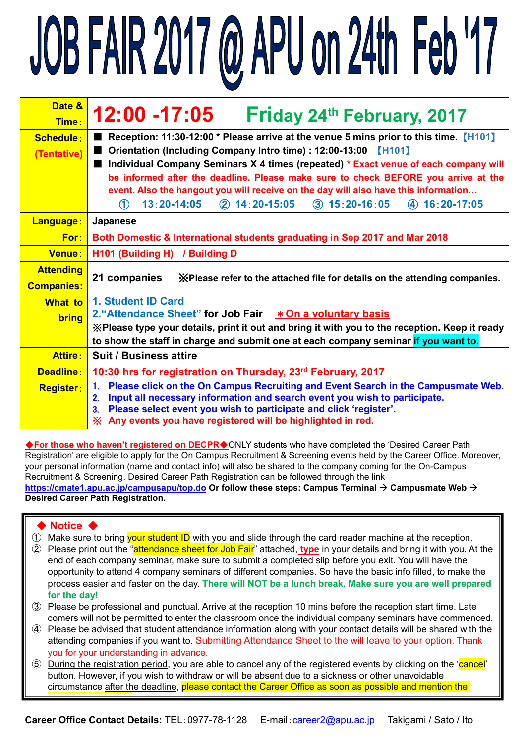# JOB FAIR 2017 @ APU on 24th Feb '17

| | |
|---|---|
| **Date & Time:** | **12:00 -17:05 Friday 24th February, 2017** |
| **Schedule: (Tentative)** | ■ **Reception: 11:30-12:00 * Please arrive at the venue 5 mins prior to this time. 【H101】**<br>■ **Orientation (Including Company Intro time) : 12:00-13:00 【H101】**<br>■ **Individual Company Seminars X 4 times (repeated)** * **Exact venue of each company will be informed after the deadline. Please make sure to check BEFORE you arrive at the event. Also the hangout you will receive on the day will also have this information…**<br>**① 13:20-14:05 ② 14:20-15:05 ③ 15:20-16:05 ④ 16:20-17:05** |
| **Language:** | **Japanese** |
| **For:** | **Both Domestic & International students graduating in Sep 2017 and Mar 2018** |
| **Venue:** | **H101 (Building H) / Building D** |
| **Attending Companies:** | **21 companies ※Please refer to the attached file for details on the attending companies.** |
| **What to bring** | **1. Student ID Card**<br>**2. "Attendance Sheet" for Job Fair** ***On a voluntary basis**<br>**※Please type your details, print it out and bring it with you to the reception. Keep it ready to show the staff in charge and submit one at each company seminar if you want to.** |
| **Attire:** | **Suit / Business attire** |
| **Deadline:** | **10:30 hrs for registration on Thursday, 23rd February, 2017** |
| **Register:** | **1. Please click on the On Campus Recruiting and Event Search in the Campusmate Web.**<br>**2. Input all necessary information and search event you wish to participate.**<br>**3. Please select event you wish to participate and click 'register'.**<br>**※ Any events you have registered will be highlighted in red.** |

**◆For those who haven't registered on DECPR◆**ONLY students who have completed the 'Desired Career Path Registration' are eligible to apply for the On Campus Recruitment & Screening events held by the Career Office. Moreover, your personal information (name and contact info) will also be shared to the company coming for the On-Campus Recruitment & Screening. Desired Career Path Registration can be followed through the link https://cmate1.apu.ac.jp/campusapu/top.do **Or follow these steps: Campus Terminal → Campusmate Web → Desired Career Path Registration.**

## ◆ Notice ◆

① Make sure to bring your student ID with you and slide through the card reader machine at the reception.

② Please print out the "attendance sheet for Job Fair" attached, **type** in your details and bring it with you. At the end of each company seminar, make sure to submit a completed slip before you exit. You will have the opportunity to attend 4 company seminars of different companies. So have the basic info filled, to make the process easier and faster on the day. **There will NOT be a lunch break. Make sure you are well prepared for the day!**

③ Please be professional and punctual. Arrive at the reception 10 mins before the reception start time. Late comers will not be permitted to enter the classroom once the individual company seminars have commenced.

④ Please be advised that student attendance information along with your contact details will be shared with the attending companies if you want to. Submitting Attendance Sheet to the will leave to your option. Thank you for your understanding in advance.

⑤ During the registration period, you are able to cancel any of the registered events by clicking on the 'cancel' button. However, if you wish to withdraw or will be absent due to a sickness or other unavoidable circumstance after the deadline, please contact the Career Office as soon as possible and mention the

**Career Office Contact Details:** TEL:0977-78-1128 E-mail:career2@apu.ac.jp Takigami / Sato / Ito